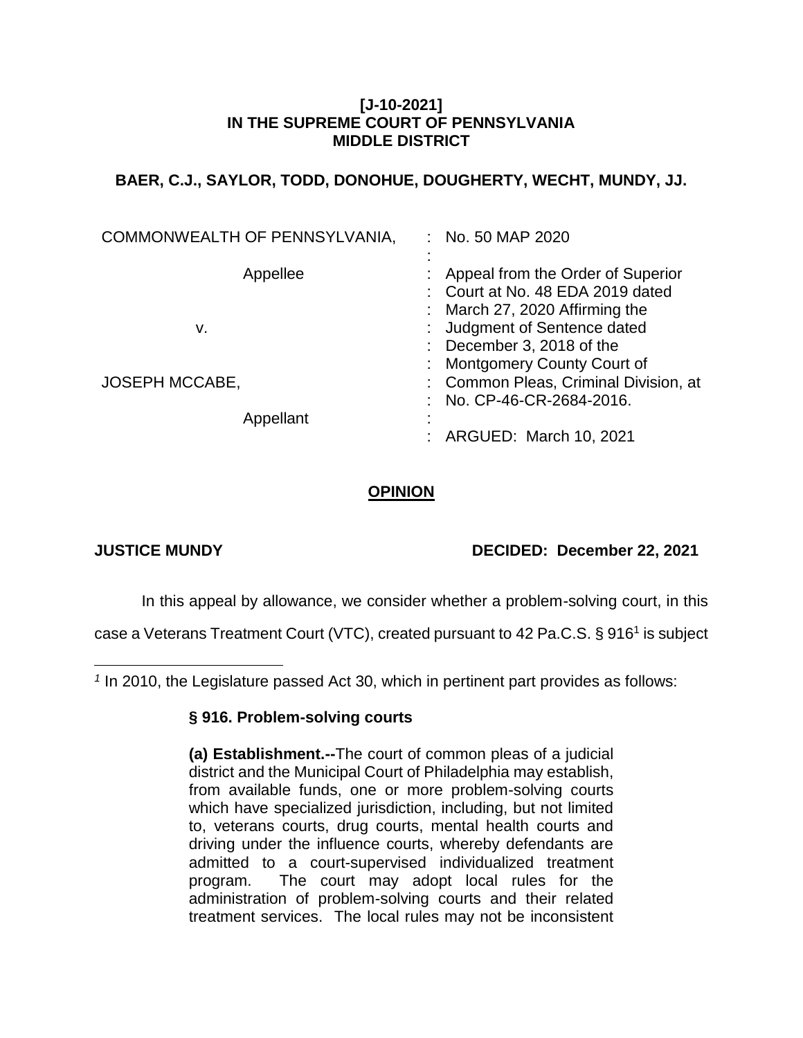**[J-10-2021]**
**IN THE SUPREME COURT OF PENNSYLVANIA**
**MIDDLE DISTRICT**

**BAER, C.J., SAYLOR, TODD, DONOHUE, DOUGHERTY, WECHT, MUNDY, JJ.**

| | | |
|---|---|---|
| COMMONWEALTH OF PENNSYLVANIA, | : | No. 50 MAP 2020 |
| | : | |
| Appellee | : | Appeal from the Order of Superior Court at No. 48 EDA 2019 dated March 27, 2020 Affirming the Judgment of Sentence dated December 3, 2018 of the Montgomery County Court of Common Pleas, Criminal Division, at No. CP-46-CR-2684-2016. |
| v. | : | |
| JOSEPH MCCABE, | : | |
| Appellant | : | |
| | : | ARGUED: March 10, 2021 |

## OPINION

**JUSTICE MUNDY** **DECIDED: December 22, 2021**

In this appeal by allowance, we consider whether a problem-solving court, in this case a Veterans Treatment Court (VTC), created pursuant to 42 Pa.C.S. § 916[1] is subject

---

[1] In 2010, the Legislature passed Act 30, which in pertinent part provides as follows:

> **§ 916. Problem-solving courts**
>
> **(a) Establishment.--**The court of common pleas of a judicial district and the Municipal Court of Philadelphia may establish, from available funds, one or more problem-solving courts which have specialized jurisdiction, including, but not limited to, veterans courts, drug courts, mental health courts and driving under the influence courts, whereby defendants are admitted to a court-supervised individualized treatment program. The court may adopt local rules for the administration of problem-solving courts and their related treatment services. The local rules may not be inconsistent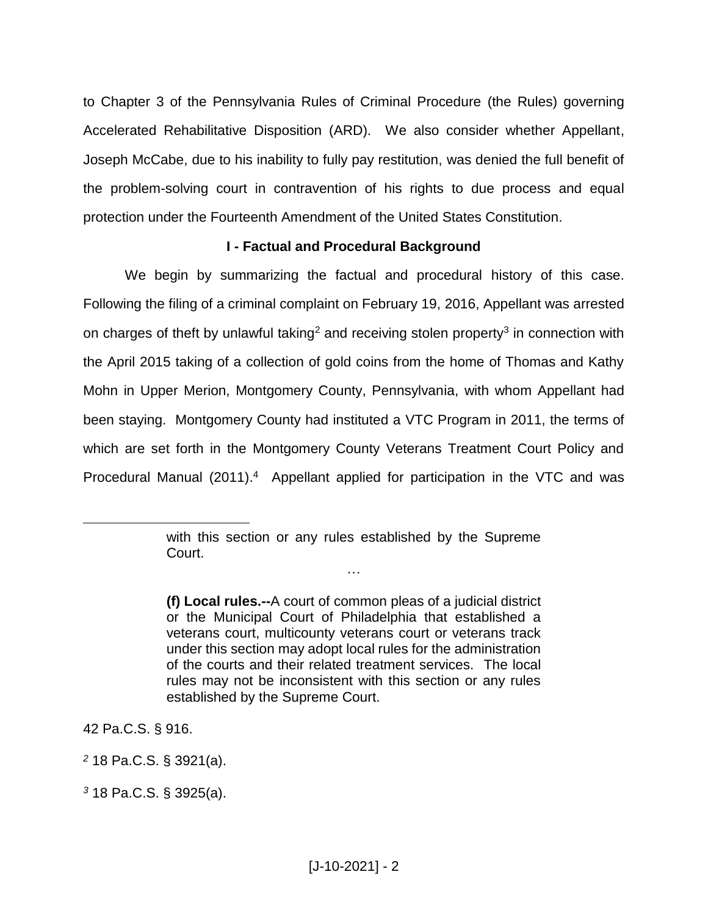to Chapter 3 of the Pennsylvania Rules of Criminal Procedure (the Rules) governing Accelerated Rehabilitative Disposition (ARD). We also consider whether Appellant, Joseph McCabe, due to his inability to fully pay restitution, was denied the full benefit of the problem-solving court in contravention of his rights to due process and equal protection under the Fourteenth Amendment of the United States Constitution.

**I - Factual and Procedural Background**

We begin by summarizing the factual and procedural history of this case. Following the filing of a criminal complaint on February 19, 2016, Appellant was arrested on charges of theft by unlawful taking[2] and receiving stolen property[3] in connection with the April 2015 taking of a collection of gold coins from the home of Thomas and Kathy Mohn in Upper Merion, Montgomery County, Pennsylvania, with whom Appellant had been staying. Montgomery County had instituted a VTC Program in 2011, the terms of which are set forth in the Montgomery County Veterans Treatment Court Policy and Procedural Manual (2011).[4] Appellant applied for participation in the VTC and was

---

> with this section or any rules established by the Supreme Court.
>
> …
>
> **(f) Local rules.--**A court of common pleas of a judicial district or the Municipal Court of Philadelphia that established a veterans court, multicounty veterans court or veterans track under this section may adopt local rules for the administration of the courts and their related treatment services. The local rules may not be inconsistent with this section or any rules established by the Supreme Court.

42 Pa.C.S. § 916.

[2] 18 Pa.C.S. § 3921(a).

[3] 18 Pa.C.S. § 3925(a).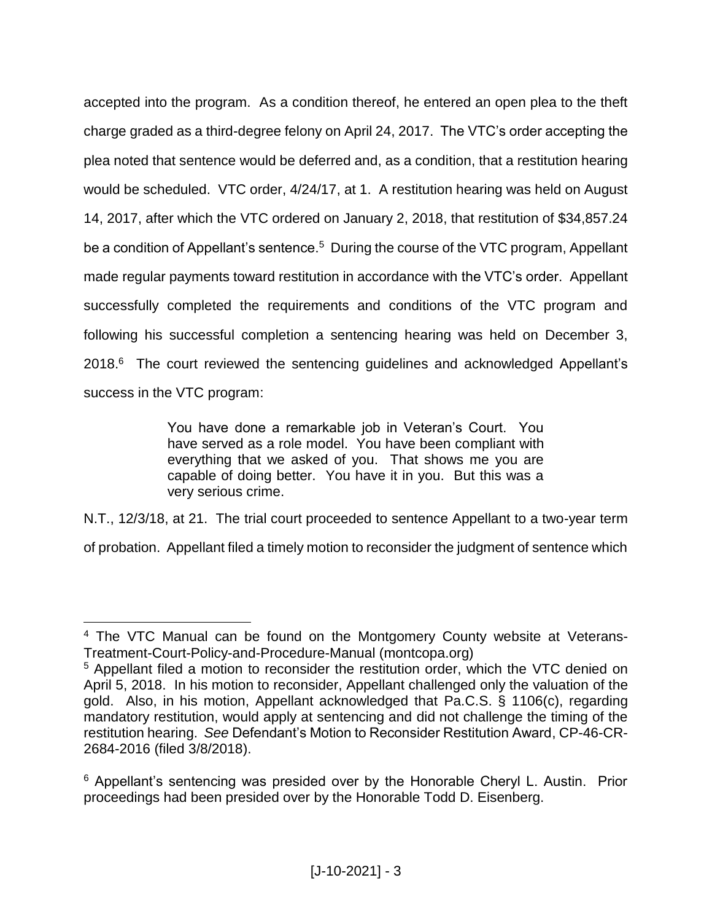accepted into the program. As a condition thereof, he entered an open plea to the theft charge graded as a third-degree felony on April 24, 2017. The VTC's order accepting the plea noted that sentence would be deferred and, as a condition, that a restitution hearing would be scheduled. VTC order, 4/24/17, at 1. A restitution hearing was held on August 14, 2017, after which the VTC ordered on January 2, 2018, that restitution of $34,857.24 be a condition of Appellant's sentence.[5] During the course of the VTC program, Appellant made regular payments toward restitution in accordance with the VTC's order. Appellant successfully completed the requirements and conditions of the VTC program and following his successful completion a sentencing hearing was held on December 3, 2018.[6] The court reviewed the sentencing guidelines and acknowledged Appellant's success in the VTC program:

> You have done a remarkable job in Veteran's Court. You have served as a role model. You have been compliant with everything that we asked of you. That shows me you are capable of doing better. You have it in you. But this was a very serious crime.

N.T., 12/3/18, at 21. The trial court proceeded to sentence Appellant to a two-year term of probation. Appellant filed a timely motion to reconsider the judgment of sentence which

---

[4] The VTC Manual can be found on the Montgomery County website at Veterans-Treatment-Court-Policy-and-Procedure-Manual (montcopa.org)

[5] Appellant filed a motion to reconsider the restitution order, which the VTC denied on April 5, 2018. In his motion to reconsider, Appellant challenged only the valuation of the gold. Also, in his motion, Appellant acknowledged that Pa.C.S. § 1106(c), regarding mandatory restitution, would apply at sentencing and did not challenge the timing of the restitution hearing. *See* Defendant's Motion to Reconsider Restitution Award, CP-46-CR-2684-2016 (filed 3/8/2018).

[6] Appellant's sentencing was presided over by the Honorable Cheryl L. Austin. Prior proceedings had been presided over by the Honorable Todd D. Eisenberg.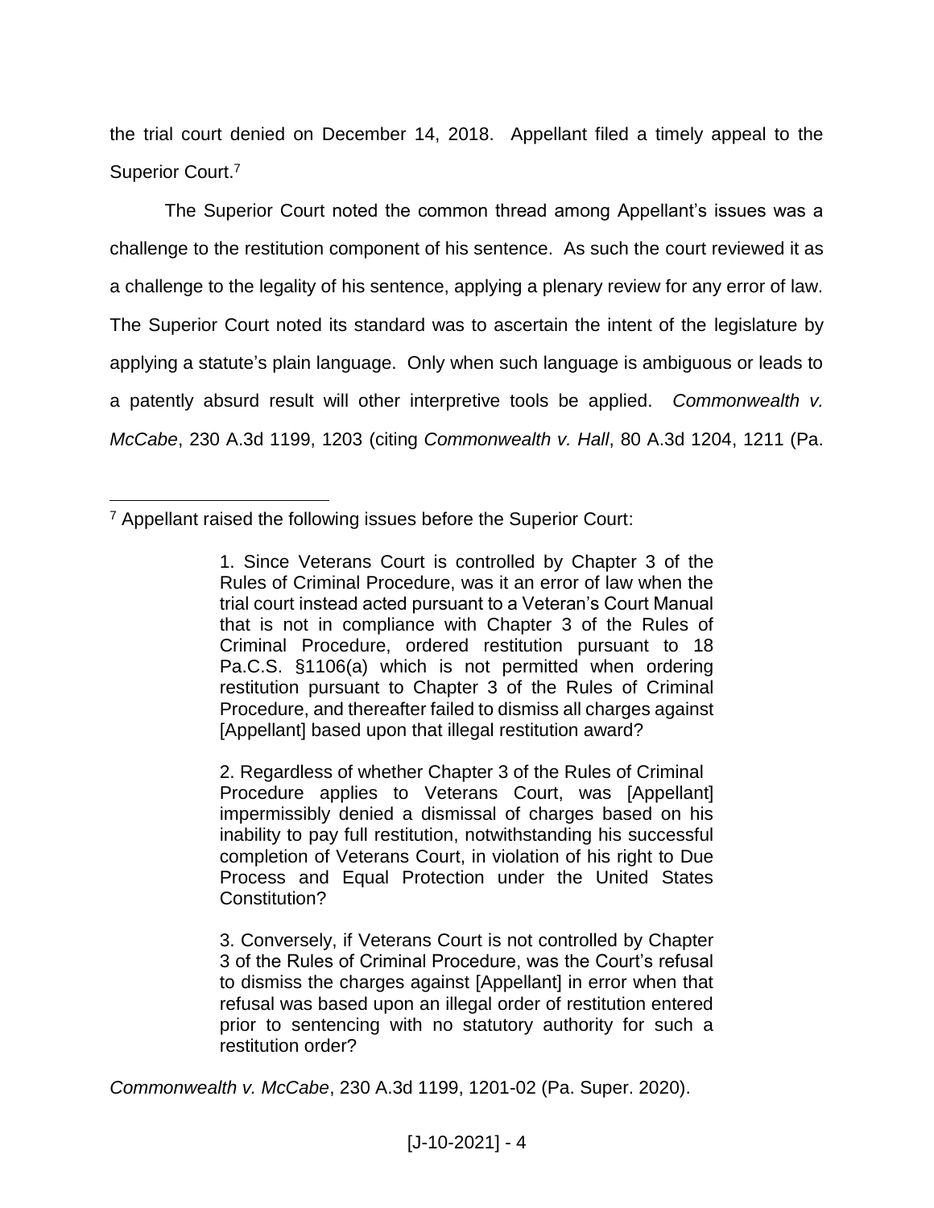the trial court denied on December 14, 2018. Appellant filed a timely appeal to the Superior Court.[7]

The Superior Court noted the common thread among Appellant's issues was a challenge to the restitution component of his sentence. As such the court reviewed it as a challenge to the legality of his sentence, applying a plenary review for any error of law. The Superior Court noted its standard was to ascertain the intent of the legislature by applying a statute's plain language. Only when such language is ambiguous or leads to a patently absurd result will other interpretive tools be applied. *Commonwealth v. McCabe*, 230 A.3d 1199, 1203 (citing *Commonwealth v. Hall*, 80 A.3d 1204, 1211 (Pa.

---

[7] Appellant raised the following issues before the Superior Court:

> 1. Since Veterans Court is controlled by Chapter 3 of the Rules of Criminal Procedure, was it an error of law when the trial court instead acted pursuant to a Veteran's Court Manual that is not in compliance with Chapter 3 of the Rules of Criminal Procedure, ordered restitution pursuant to 18 Pa.C.S. §1106(a) which is not permitted when ordering restitution pursuant to Chapter 3 of the Rules of Criminal Procedure, and thereafter failed to dismiss all charges against [Appellant] based upon that illegal restitution award?
>
> 2. Regardless of whether Chapter 3 of the Rules of Criminal Procedure applies to Veterans Court, was [Appellant] impermissibly denied a dismissal of charges based on his inability to pay full restitution, notwithstanding his successful completion of Veterans Court, in violation of his right to Due Process and Equal Protection under the United States Constitution?
>
> 3. Conversely, if Veterans Court is not controlled by Chapter 3 of the Rules of Criminal Procedure, was the Court's refusal to dismiss the charges against [Appellant] in error when that refusal was based upon an illegal order of restitution entered prior to sentencing with no statutory authority for such a restitution order?

*Commonwealth v. McCabe*, 230 A.3d 1199, 1201-02 (Pa. Super. 2020).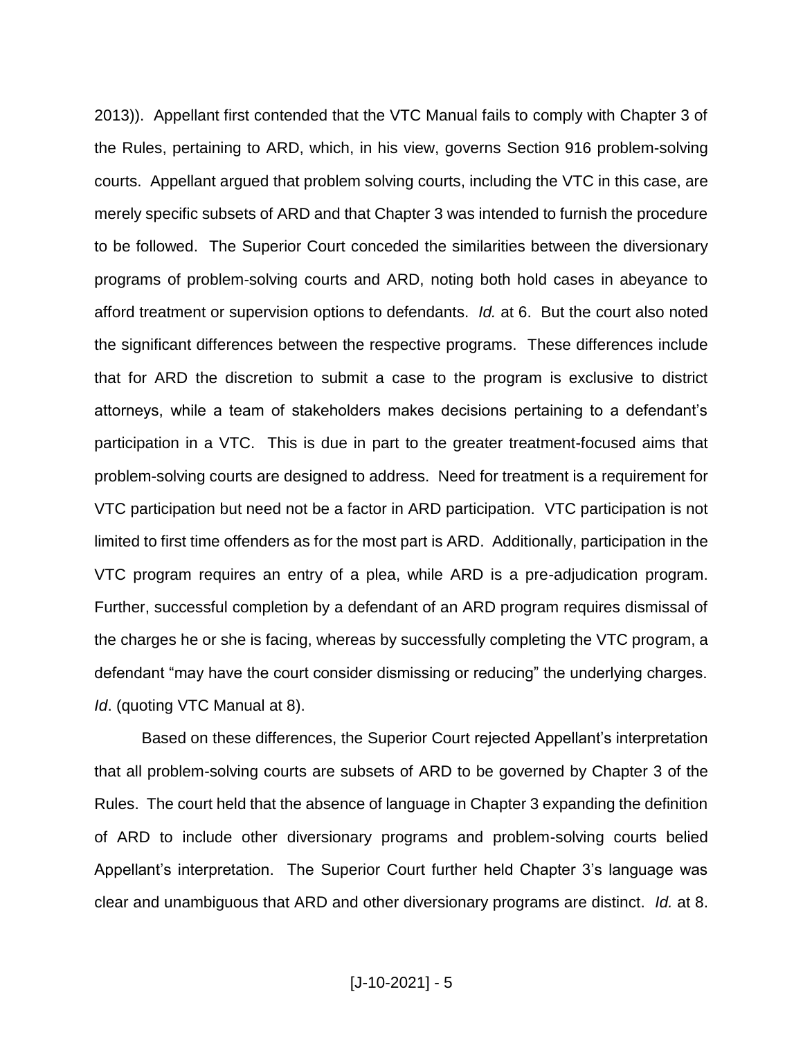2013)). Appellant first contended that the VTC Manual fails to comply with Chapter 3 of the Rules, pertaining to ARD, which, in his view, governs Section 916 problem-solving courts. Appellant argued that problem solving courts, including the VTC in this case, are merely specific subsets of ARD and that Chapter 3 was intended to furnish the procedure to be followed. The Superior Court conceded the similarities between the diversionary programs of problem-solving courts and ARD, noting both hold cases in abeyance to afford treatment or supervision options to defendants. *Id.* at 6. But the court also noted the significant differences between the respective programs. These differences include that for ARD the discretion to submit a case to the program is exclusive to district attorneys, while a team of stakeholders makes decisions pertaining to a defendant's participation in a VTC. This is due in part to the greater treatment-focused aims that problem-solving courts are designed to address. Need for treatment is a requirement for VTC participation but need not be a factor in ARD participation. VTC participation is not limited to first time offenders as for the most part is ARD. Additionally, participation in the VTC program requires an entry of a plea, while ARD is a pre-adjudication program. Further, successful completion by a defendant of an ARD program requires dismissal of the charges he or she is facing, whereas by successfully completing the VTC program, a defendant "may have the court consider dismissing or reducing" the underlying charges. *Id*. (quoting VTC Manual at 8).

Based on these differences, the Superior Court rejected Appellant's interpretation that all problem-solving courts are subsets of ARD to be governed by Chapter 3 of the Rules. The court held that the absence of language in Chapter 3 expanding the definition of ARD to include other diversionary programs and problem-solving courts belied Appellant's interpretation. The Superior Court further held Chapter 3's language was clear and unambiguous that ARD and other diversionary programs are distinct. *Id.* at 8.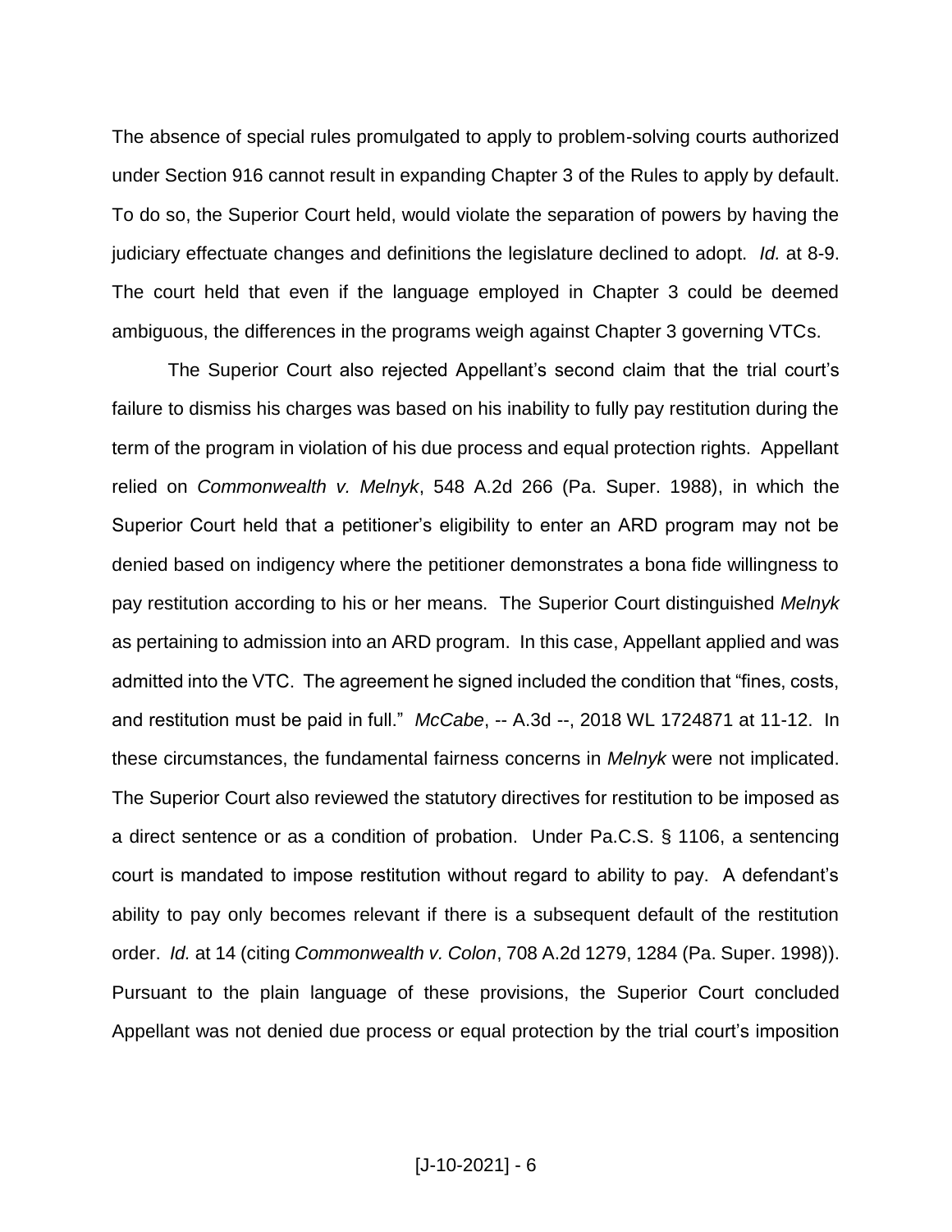The absence of special rules promulgated to apply to problem-solving courts authorized under Section 916 cannot result in expanding Chapter 3 of the Rules to apply by default. To do so, the Superior Court held, would violate the separation of powers by having the judiciary effectuate changes and definitions the legislature declined to adopt. *Id.* at 8-9. The court held that even if the language employed in Chapter 3 could be deemed ambiguous, the differences in the programs weigh against Chapter 3 governing VTCs.

The Superior Court also rejected Appellant's second claim that the trial court's failure to dismiss his charges was based on his inability to fully pay restitution during the term of the program in violation of his due process and equal protection rights. Appellant relied on *Commonwealth v. Melnyk*, 548 A.2d 266 (Pa. Super. 1988), in which the Superior Court held that a petitioner's eligibility to enter an ARD program may not be denied based on indigency where the petitioner demonstrates a bona fide willingness to pay restitution according to his or her means. The Superior Court distinguished *Melnyk* as pertaining to admission into an ARD program. In this case, Appellant applied and was admitted into the VTC. The agreement he signed included the condition that "fines, costs, and restitution must be paid in full." *McCabe*, -- A.3d --, 2018 WL 1724871 at 11-12. In these circumstances, the fundamental fairness concerns in *Melnyk* were not implicated. The Superior Court also reviewed the statutory directives for restitution to be imposed as a direct sentence or as a condition of probation. Under Pa.C.S. § 1106, a sentencing court is mandated to impose restitution without regard to ability to pay. A defendant's ability to pay only becomes relevant if there is a subsequent default of the restitution order. *Id.* at 14 (citing *Commonwealth v. Colon*, 708 A.2d 1279, 1284 (Pa. Super. 1998)). Pursuant to the plain language of these provisions, the Superior Court concluded Appellant was not denied due process or equal protection by the trial court's imposition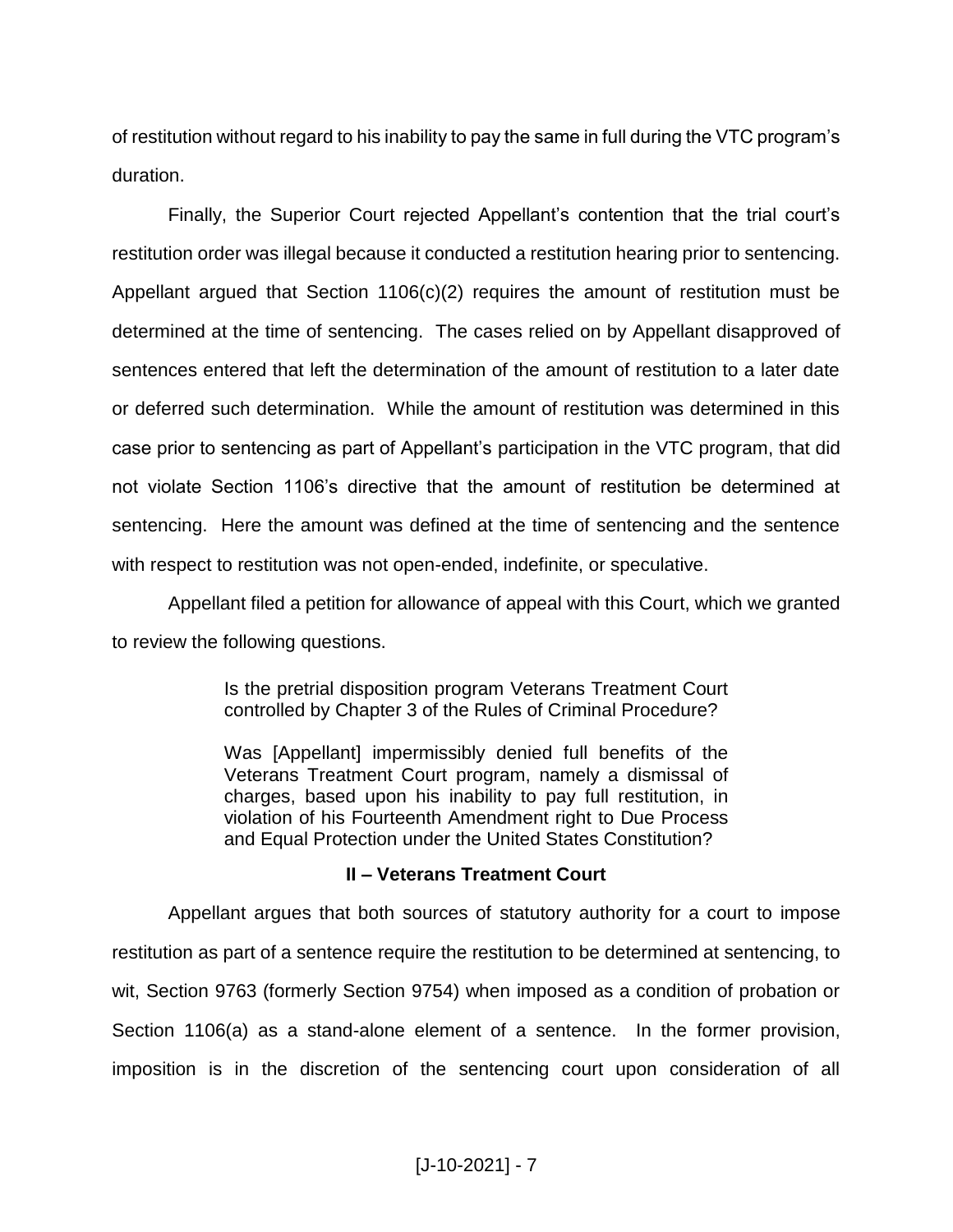of restitution without regard to his inability to pay the same in full during the VTC program's duration.

Finally, the Superior Court rejected Appellant's contention that the trial court's restitution order was illegal because it conducted a restitution hearing prior to sentencing. Appellant argued that Section 1106(c)(2) requires the amount of restitution must be determined at the time of sentencing. The cases relied on by Appellant disapproved of sentences entered that left the determination of the amount of restitution to a later date or deferred such determination. While the amount of restitution was determined in this case prior to sentencing as part of Appellant's participation in the VTC program, that did not violate Section 1106's directive that the amount of restitution be determined at sentencing. Here the amount was defined at the time of sentencing and the sentence with respect to restitution was not open-ended, indefinite, or speculative.

Appellant filed a petition for allowance of appeal with this Court, which we granted to review the following questions.

> Is the pretrial disposition program Veterans Treatment Court controlled by Chapter 3 of the Rules of Criminal Procedure?
>
> Was [Appellant] impermissibly denied full benefits of the Veterans Treatment Court program, namely a dismissal of charges, based upon his inability to pay full restitution, in violation of his Fourteenth Amendment right to Due Process and Equal Protection under the United States Constitution?

## II – Veterans Treatment Court

Appellant argues that both sources of statutory authority for a court to impose restitution as part of a sentence require the restitution to be determined at sentencing, to wit, Section 9763 (formerly Section 9754) when imposed as a condition of probation or Section 1106(a) as a stand-alone element of a sentence. In the former provision, imposition is in the discretion of the sentencing court upon consideration of all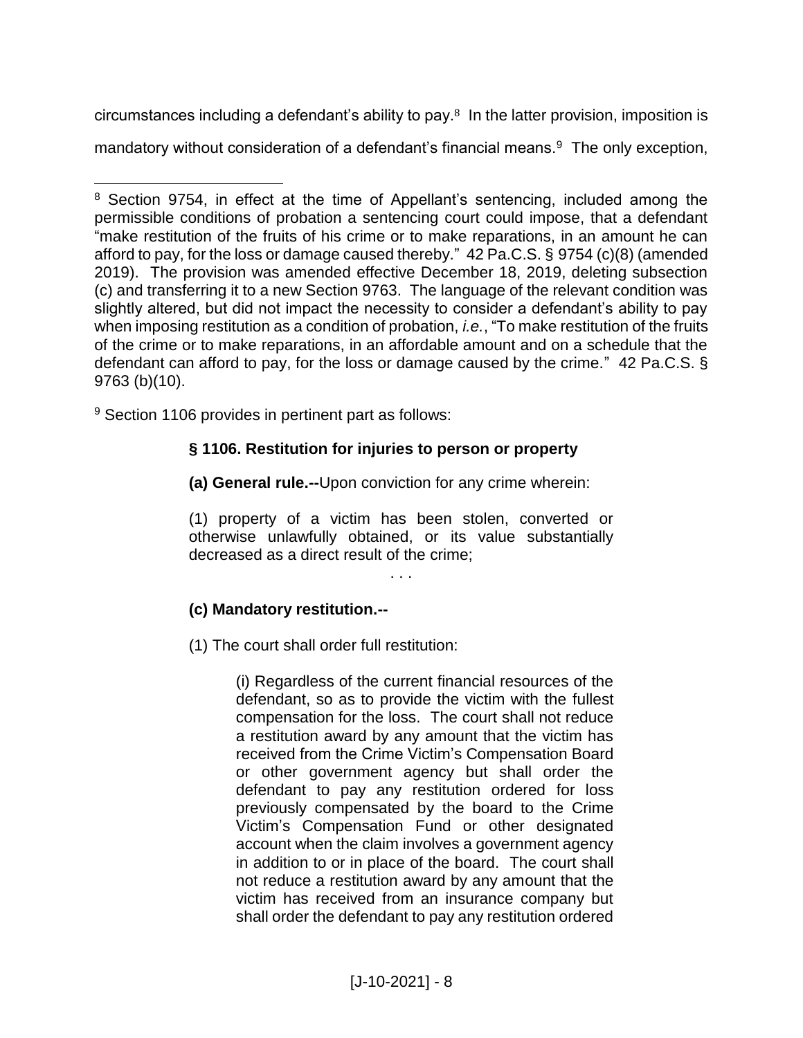circumstances including a defendant's ability to pay.[8] In the latter provision, imposition is mandatory without consideration of a defendant's financial means.[9] The only exception,

---

[8] Section 9754, in effect at the time of Appellant's sentencing, included among the permissible conditions of probation a sentencing court could impose, that a defendant "make restitution of the fruits of his crime or to make reparations, in an amount he can afford to pay, for the loss or damage caused thereby." 42 Pa.C.S. § 9754 (c)(8) (amended 2019). The provision was amended effective December 18, 2019, deleting subsection (c) and transferring it to a new Section 9763. The language of the relevant condition was slightly altered, but did not impact the necessity to consider a defendant's ability to pay when imposing restitution as a condition of probation, *i.e.*, "To make restitution of the fruits of the crime or to make reparations, in an affordable amount and on a schedule that the defendant can afford to pay, for the loss or damage caused by the crime." 42 Pa.C.S. § 9763 (b)(10).

[9] Section 1106 provides in pertinent part as follows:

> **§ 1106. Restitution for injuries to person or property**
>
> **(a) General rule.--**Upon conviction for any crime wherein:
>
> (1) property of a victim has been stolen, converted or otherwise unlawfully obtained, or its value substantially decreased as a direct result of the crime;
>
> . . .
>
> **(c) Mandatory restitution.--**
>
> (1) The court shall order full restitution:
>
> > (i) Regardless of the current financial resources of the defendant, so as to provide the victim with the fullest compensation for the loss. The court shall not reduce a restitution award by any amount that the victim has received from the Crime Victim's Compensation Board or other government agency but shall order the defendant to pay any restitution ordered for loss previously compensated by the board to the Crime Victim's Compensation Fund or other designated account when the claim involves a government agency in addition to or in place of the board. The court shall not reduce a restitution award by any amount that the victim has received from an insurance company but shall order the defendant to pay any restitution ordered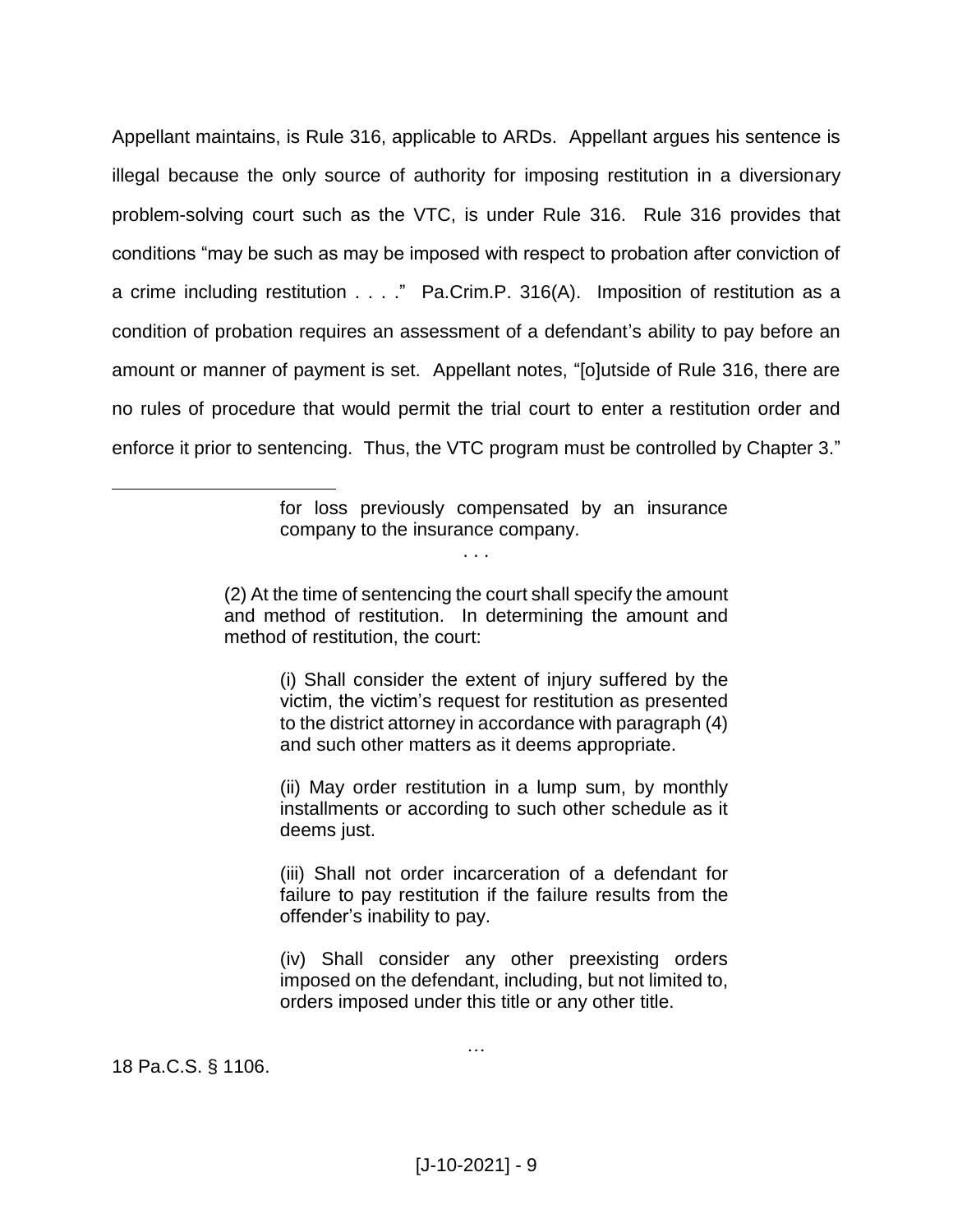Appellant maintains, is Rule 316, applicable to ARDs. Appellant argues his sentence is illegal because the only source of authority for imposing restitution in a diversionary problem-solving court such as the VTC, is under Rule 316. Rule 316 provides that conditions "may be such as may be imposed with respect to probation after conviction of a crime including restitution . . . ." Pa.Crim.P. 316(A). Imposition of restitution as a condition of probation requires an assessment of a defendant's ability to pay before an amount or manner of payment is set. Appellant notes, "[o]utside of Rule 316, there are no rules of procedure that would permit the trial court to enter a restitution order and enforce it prior to sentencing. Thus, the VTC program must be controlled by Chapter 3."

---

> for loss previously compensated by an insurance company to the insurance company.
>
> . . .
>
> (2) At the time of sentencing the court shall specify the amount and method of restitution. In determining the amount and method of restitution, the court:
>
> > (i) Shall consider the extent of injury suffered by the victim, the victim's request for restitution as presented to the district attorney in accordance with paragraph (4) and such other matters as it deems appropriate.
> >
> > (ii) May order restitution in a lump sum, by monthly installments or according to such other schedule as it deems just.
> >
> > (iii) Shall not order incarceration of a defendant for failure to pay restitution if the failure results from the offender's inability to pay.
> >
> > (iv) Shall consider any other preexisting orders imposed on the defendant, including, but not limited to, orders imposed under this title or any other title.
>
> …

18 Pa.C.S. § 1106.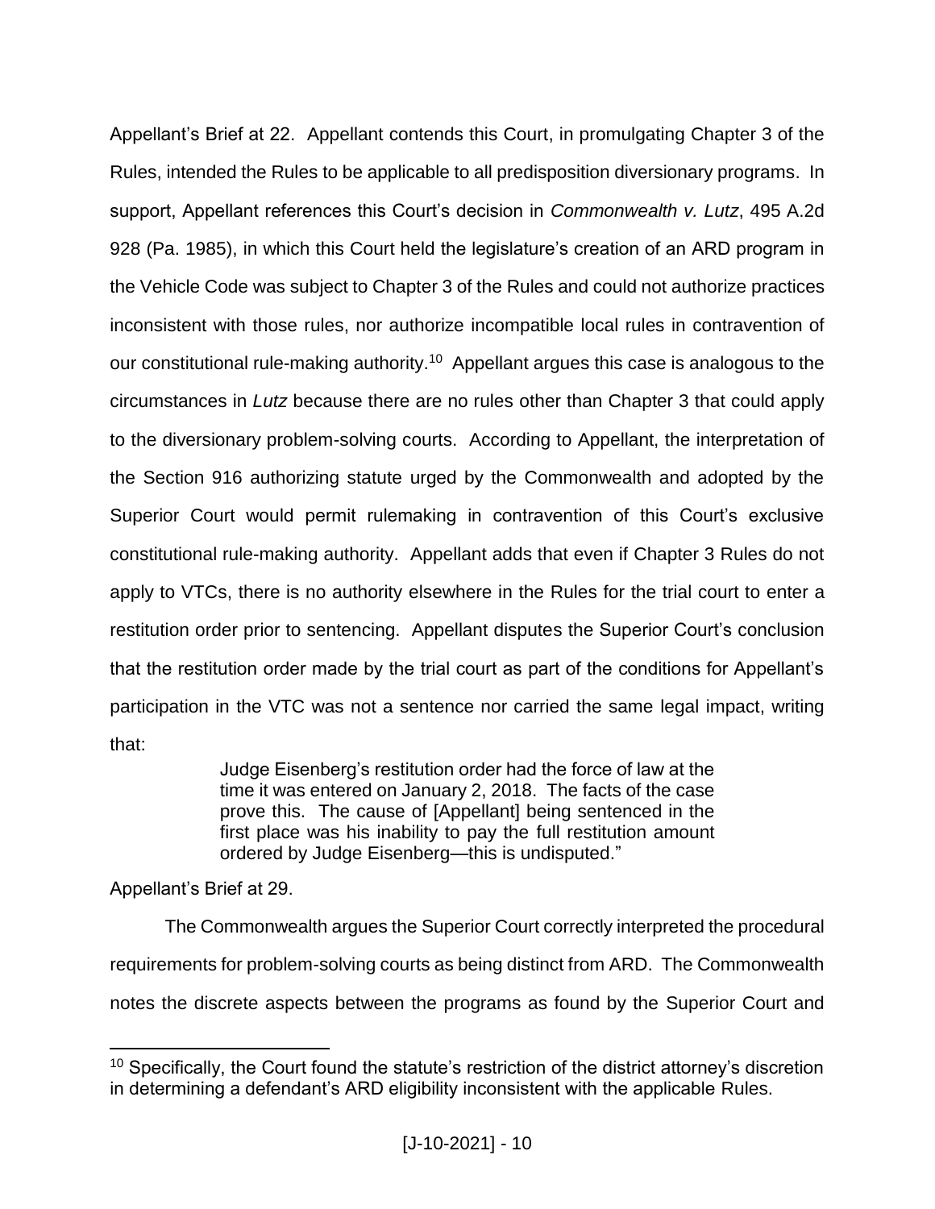Appellant's Brief at 22. Appellant contends this Court, in promulgating Chapter 3 of the Rules, intended the Rules to be applicable to all predisposition diversionary programs. In support, Appellant references this Court's decision in *Commonwealth v. Lutz*, 495 A.2d 928 (Pa. 1985), in which this Court held the legislature's creation of an ARD program in the Vehicle Code was subject to Chapter 3 of the Rules and could not authorize practices inconsistent with those rules, nor authorize incompatible local rules in contravention of our constitutional rule-making authority.[10] Appellant argues this case is analogous to the circumstances in *Lutz* because there are no rules other than Chapter 3 that could apply to the diversionary problem-solving courts. According to Appellant, the interpretation of the Section 916 authorizing statute urged by the Commonwealth and adopted by the Superior Court would permit rulemaking in contravention of this Court's exclusive constitutional rule-making authority. Appellant adds that even if Chapter 3 Rules do not apply to VTCs, there is no authority elsewhere in the Rules for the trial court to enter a restitution order prior to sentencing. Appellant disputes the Superior Court's conclusion that the restitution order made by the trial court as part of the conditions for Appellant's participation in the VTC was not a sentence nor carried the same legal impact, writing that:

> Judge Eisenberg's restitution order had the force of law at the time it was entered on January 2, 2018. The facts of the case prove this. The cause of [Appellant] being sentenced in the first place was his inability to pay the full restitution amount ordered by Judge Eisenberg—this is undisputed."

Appellant's Brief at 29.

The Commonwealth argues the Superior Court correctly interpreted the procedural requirements for problem-solving courts as being distinct from ARD. The Commonwealth notes the discrete aspects between the programs as found by the Superior Court and

---

[10] Specifically, the Court found the statute's restriction of the district attorney's discretion in determining a defendant's ARD eligibility inconsistent with the applicable Rules.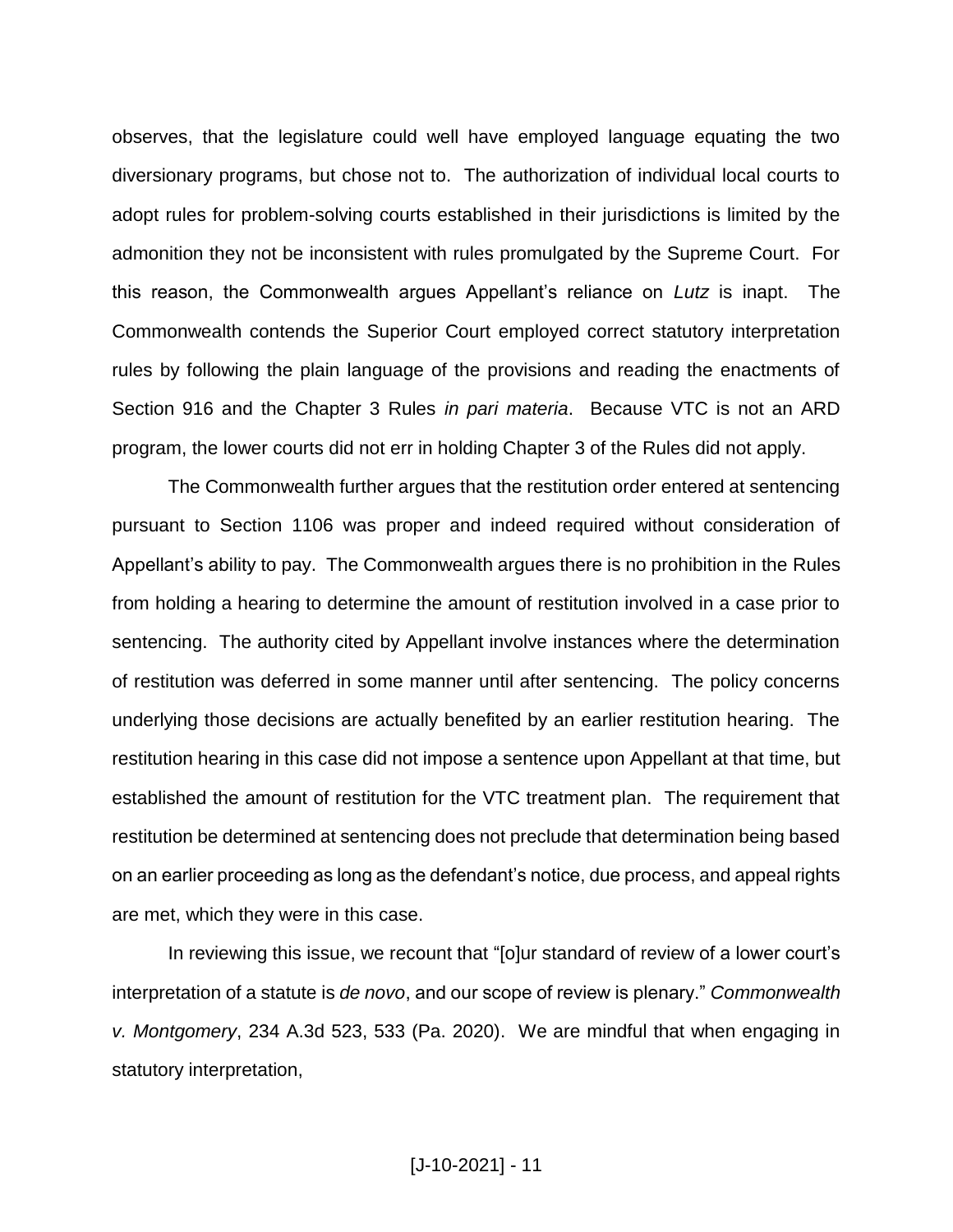observes, that the legislature could well have employed language equating the two diversionary programs, but chose not to. The authorization of individual local courts to adopt rules for problem-solving courts established in their jurisdictions is limited by the admonition they not be inconsistent with rules promulgated by the Supreme Court. For this reason, the Commonwealth argues Appellant's reliance on *Lutz* is inapt. The Commonwealth contends the Superior Court employed correct statutory interpretation rules by following the plain language of the provisions and reading the enactments of Section 916 and the Chapter 3 Rules *in pari materia*. Because VTC is not an ARD program, the lower courts did not err in holding Chapter 3 of the Rules did not apply.

The Commonwealth further argues that the restitution order entered at sentencing pursuant to Section 1106 was proper and indeed required without consideration of Appellant's ability to pay. The Commonwealth argues there is no prohibition in the Rules from holding a hearing to determine the amount of restitution involved in a case prior to sentencing. The authority cited by Appellant involve instances where the determination of restitution was deferred in some manner until after sentencing. The policy concerns underlying those decisions are actually benefited by an earlier restitution hearing. The restitution hearing in this case did not impose a sentence upon Appellant at that time, but established the amount of restitution for the VTC treatment plan. The requirement that restitution be determined at sentencing does not preclude that determination being based on an earlier proceeding as long as the defendant's notice, due process, and appeal rights are met, which they were in this case.

In reviewing this issue, we recount that "[o]ur standard of review of a lower court's interpretation of a statute is *de novo*, and our scope of review is plenary." *Commonwealth v. Montgomery*, 234 A.3d 523, 533 (Pa. 2020). We are mindful that when engaging in statutory interpretation,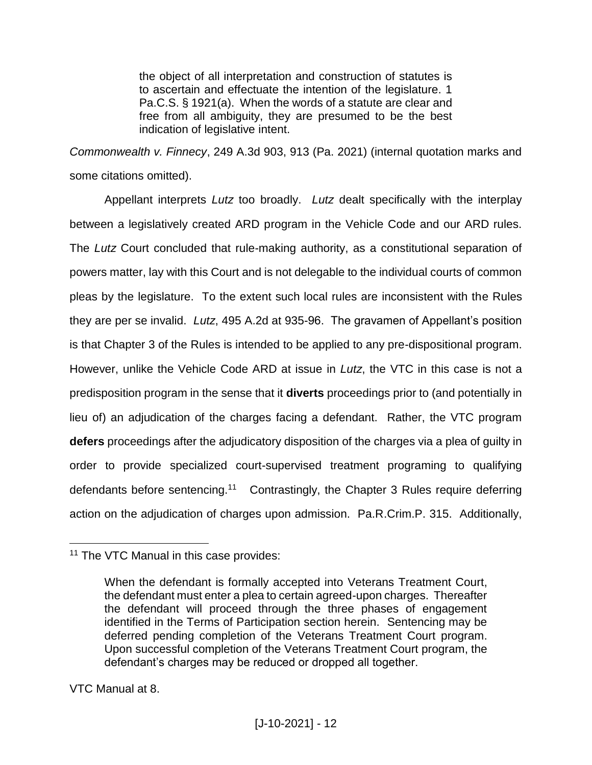> the object of all interpretation and construction of statutes is to ascertain and effectuate the intention of the legislature. 1 Pa.C.S. § 1921(a). When the words of a statute are clear and free from all ambiguity, they are presumed to be the best indication of legislative intent.

*Commonwealth v. Finnecy*, 249 A.3d 903, 913 (Pa. 2021) (internal quotation marks and some citations omitted).

Appellant interprets *Lutz* too broadly. *Lutz* dealt specifically with the interplay between a legislatively created ARD program in the Vehicle Code and our ARD rules. The *Lutz* Court concluded that rule-making authority, as a constitutional separation of powers matter, lay with this Court and is not delegable to the individual courts of common pleas by the legislature. To the extent such local rules are inconsistent with the Rules they are per se invalid. *Lutz*, 495 A.2d at 935-96. The gravamen of Appellant's position is that Chapter 3 of the Rules is intended to be applied to any pre-dispositional program. However, unlike the Vehicle Code ARD at issue in *Lutz*, the VTC in this case is not a predisposition program in the sense that it **diverts** proceedings prior to (and potentially in lieu of) an adjudication of the charges facing a defendant. Rather, the VTC program **defers** proceedings after the adjudicatory disposition of the charges via a plea of guilty in order to provide specialized court-supervised treatment programing to qualifying defendants before sentencing.[11] Contrastingly, the Chapter 3 Rules require deferring action on the adjudication of charges upon admission. Pa.R.Crim.P. 315. Additionally,

---

[11] The VTC Manual in this case provides:

> When the defendant is formally accepted into Veterans Treatment Court, the defendant must enter a plea to certain agreed-upon charges. Thereafter the defendant will proceed through the three phases of engagement identified in the Terms of Participation section herein. Sentencing may be deferred pending completion of the Veterans Treatment Court program. Upon successful completion of the Veterans Treatment Court program, the defendant's charges may be reduced or dropped all together.

VTC Manual at 8.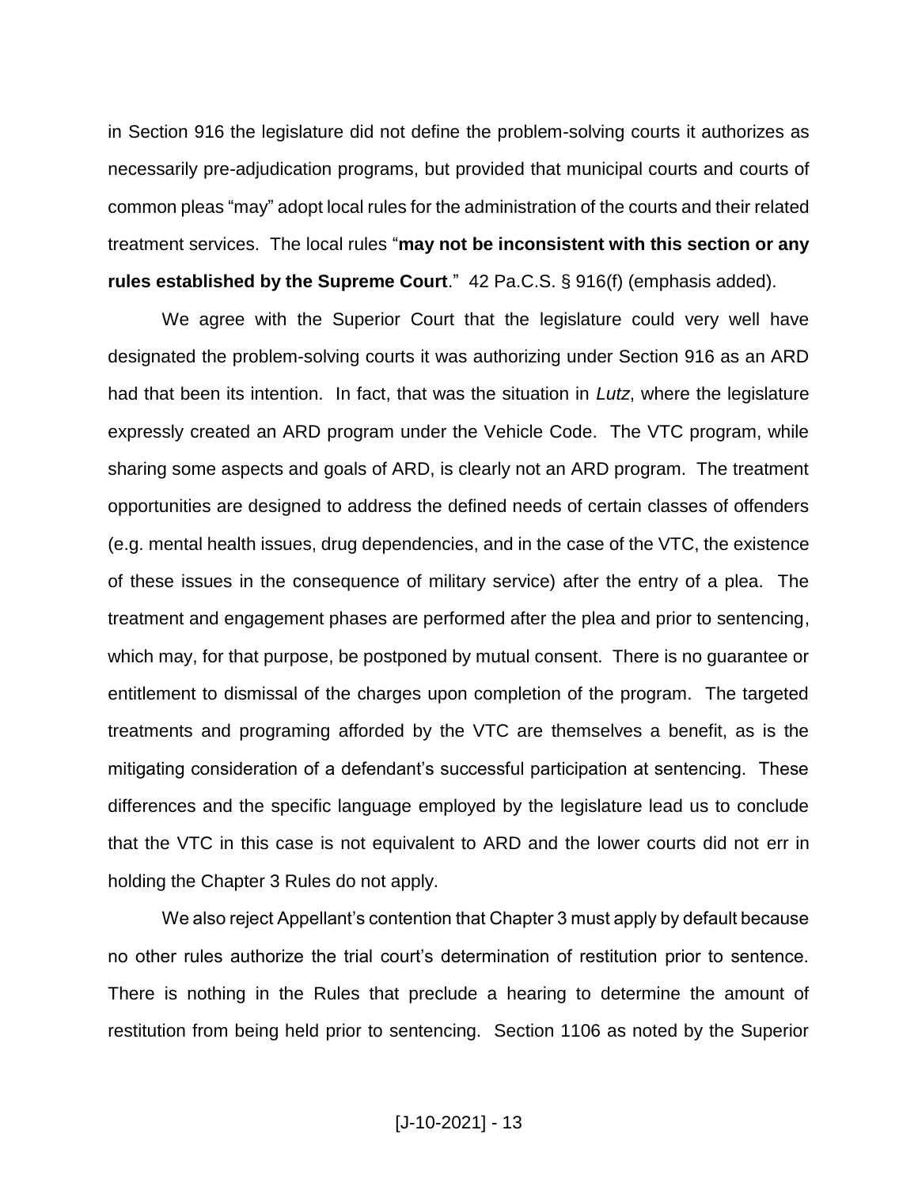in Section 916 the legislature did not define the problem-solving courts it authorizes as necessarily pre-adjudication programs, but provided that municipal courts and courts of common pleas "may" adopt local rules for the administration of the courts and their related treatment services. The local rules "**may not be inconsistent with this section or any rules established by the Supreme Court**." 42 Pa.C.S. § 916(f) (emphasis added).

We agree with the Superior Court that the legislature could very well have designated the problem-solving courts it was authorizing under Section 916 as an ARD had that been its intention. In fact, that was the situation in *Lutz*, where the legislature expressly created an ARD program under the Vehicle Code. The VTC program, while sharing some aspects and goals of ARD, is clearly not an ARD program. The treatment opportunities are designed to address the defined needs of certain classes of offenders (e.g. mental health issues, drug dependencies, and in the case of the VTC, the existence of these issues in the consequence of military service) after the entry of a plea. The treatment and engagement phases are performed after the plea and prior to sentencing, which may, for that purpose, be postponed by mutual consent. There is no guarantee or entitlement to dismissal of the charges upon completion of the program. The targeted treatments and programing afforded by the VTC are themselves a benefit, as is the mitigating consideration of a defendant's successful participation at sentencing. These differences and the specific language employed by the legislature lead us to conclude that the VTC in this case is not equivalent to ARD and the lower courts did not err in holding the Chapter 3 Rules do not apply.

We also reject Appellant's contention that Chapter 3 must apply by default because no other rules authorize the trial court's determination of restitution prior to sentence. There is nothing in the Rules that preclude a hearing to determine the amount of restitution from being held prior to sentencing. Section 1106 as noted by the Superior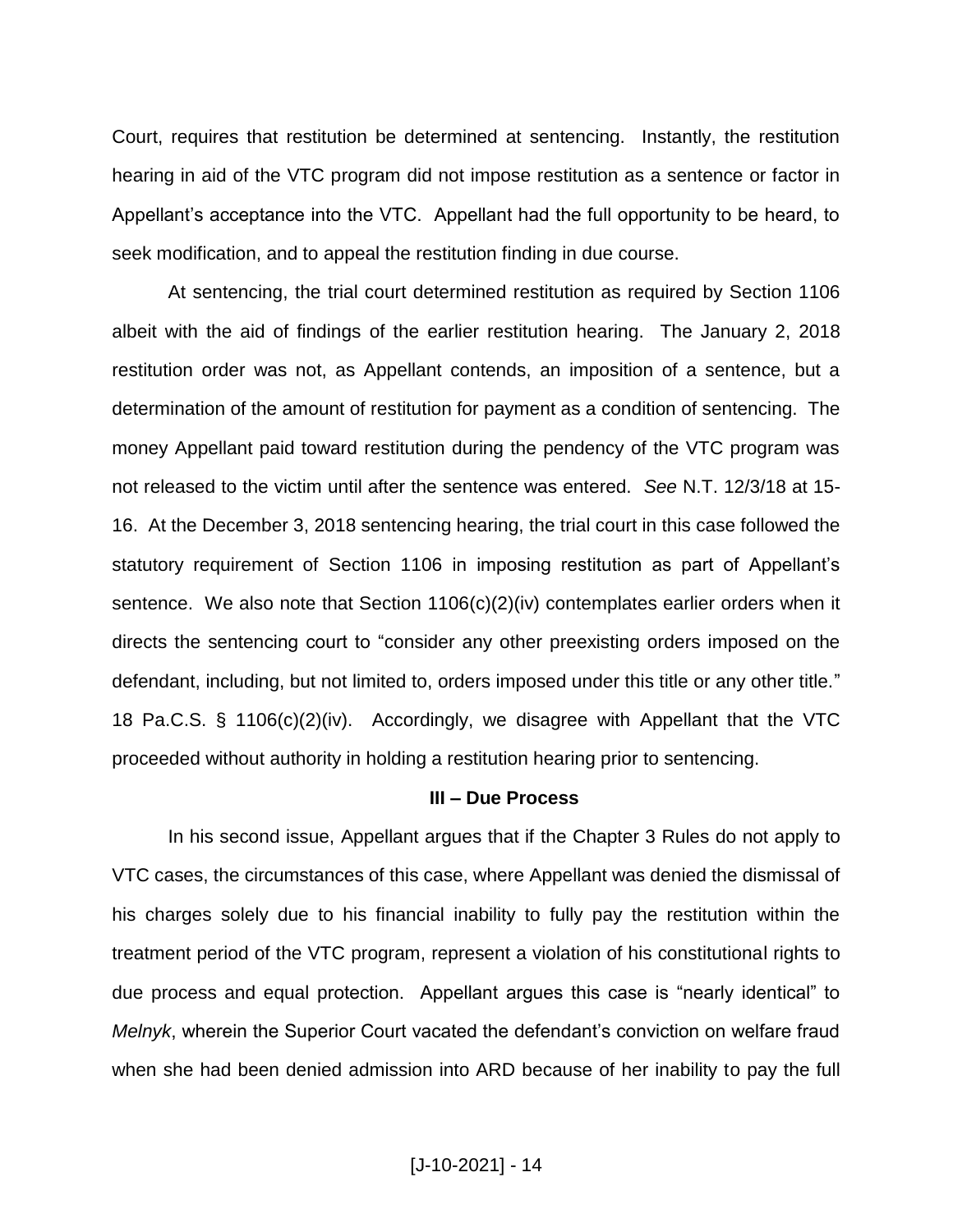Court, requires that restitution be determined at sentencing. Instantly, the restitution hearing in aid of the VTC program did not impose restitution as a sentence or factor in Appellant's acceptance into the VTC. Appellant had the full opportunity to be heard, to seek modification, and to appeal the restitution finding in due course.

At sentencing, the trial court determined restitution as required by Section 1106 albeit with the aid of findings of the earlier restitution hearing. The January 2, 2018 restitution order was not, as Appellant contends, an imposition of a sentence, but a determination of the amount of restitution for payment as a condition of sentencing. The money Appellant paid toward restitution during the pendency of the VTC program was not released to the victim until after the sentence was entered. *See* N.T. 12/3/18 at 15-16. At the December 3, 2018 sentencing hearing, the trial court in this case followed the statutory requirement of Section 1106 in imposing restitution as part of Appellant's sentence. We also note that Section 1106(c)(2)(iv) contemplates earlier orders when it directs the sentencing court to "consider any other preexisting orders imposed on the defendant, including, but not limited to, orders imposed under this title or any other title." 18 Pa.C.S. § 1106(c)(2)(iv). Accordingly, we disagree with Appellant that the VTC proceeded without authority in holding a restitution hearing prior to sentencing.

## III – Due Process

In his second issue, Appellant argues that if the Chapter 3 Rules do not apply to VTC cases, the circumstances of this case, where Appellant was denied the dismissal of his charges solely due to his financial inability to fully pay the restitution within the treatment period of the VTC program, represent a violation of his constitutional rights to due process and equal protection. Appellant argues this case is "nearly identical" to *Melnyk*, wherein the Superior Court vacated the defendant's conviction on welfare fraud when she had been denied admission into ARD because of her inability to pay the full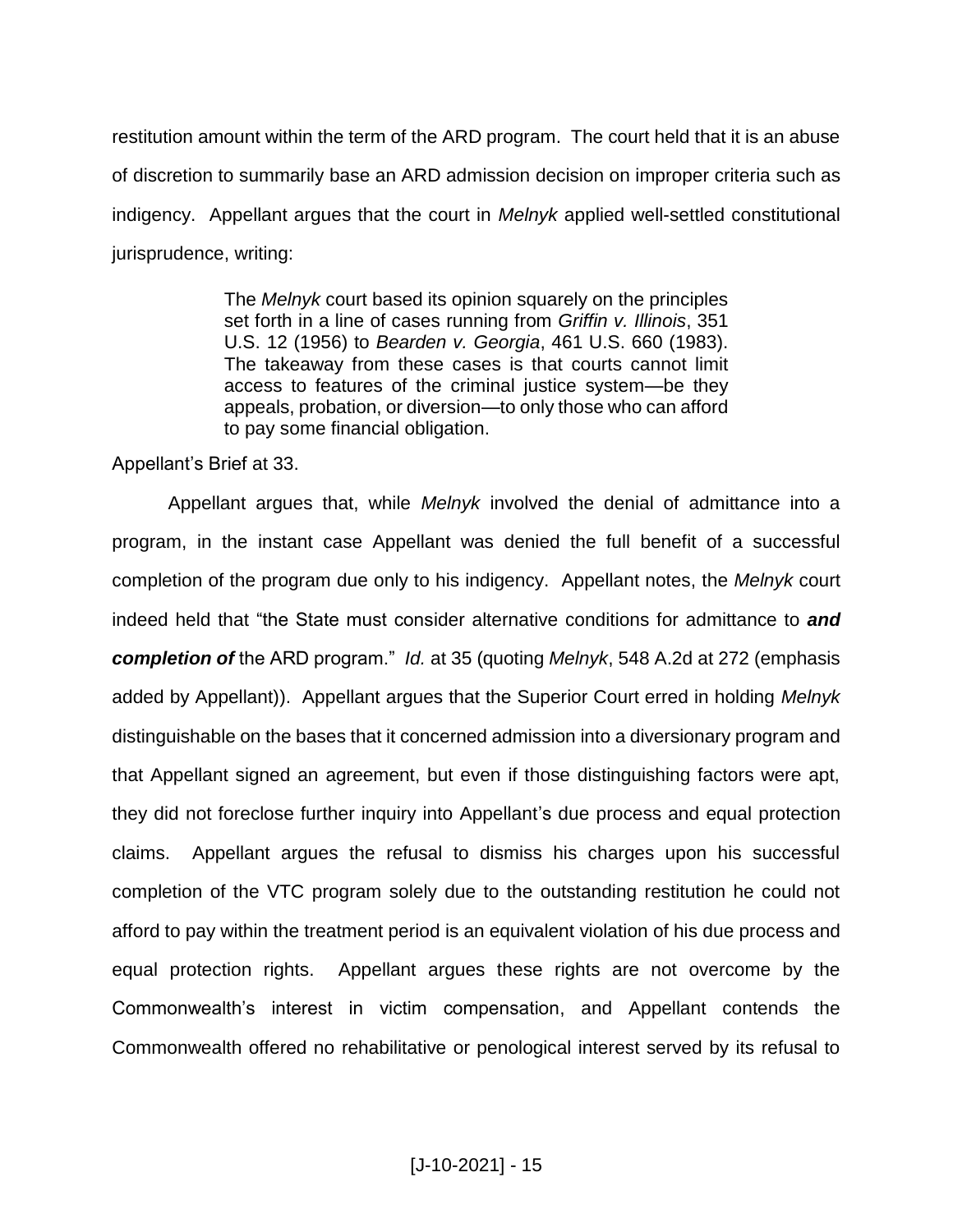restitution amount within the term of the ARD program. The court held that it is an abuse of discretion to summarily base an ARD admission decision on improper criteria such as indigency. Appellant argues that the court in *Melnyk* applied well-settled constitutional jurisprudence, writing:

> The *Melnyk* court based its opinion squarely on the principles set forth in a line of cases running from *Griffin v. Illinois*, 351 U.S. 12 (1956) to *Bearden v. Georgia*, 461 U.S. 660 (1983). The takeaway from these cases is that courts cannot limit access to features of the criminal justice system—be they appeals, probation, or diversion—to only those who can afford to pay some financial obligation.

Appellant's Brief at 33.

Appellant argues that, while *Melnyk* involved the denial of admittance into a program, in the instant case Appellant was denied the full benefit of a successful completion of the program due only to his indigency. Appellant notes, the *Melnyk* court indeed held that "the State must consider alternative conditions for admittance to ***and completion of*** the ARD program." *Id.* at 35 (quoting *Melnyk*, 548 A.2d at 272 (emphasis added by Appellant)). Appellant argues that the Superior Court erred in holding *Melnyk* distinguishable on the bases that it concerned admission into a diversionary program and that Appellant signed an agreement, but even if those distinguishing factors were apt, they did not foreclose further inquiry into Appellant's due process and equal protection claims. Appellant argues the refusal to dismiss his charges upon his successful completion of the VTC program solely due to the outstanding restitution he could not afford to pay within the treatment period is an equivalent violation of his due process and equal protection rights. Appellant argues these rights are not overcome by the Commonwealth's interest in victim compensation, and Appellant contends the Commonwealth offered no rehabilitative or penological interest served by its refusal to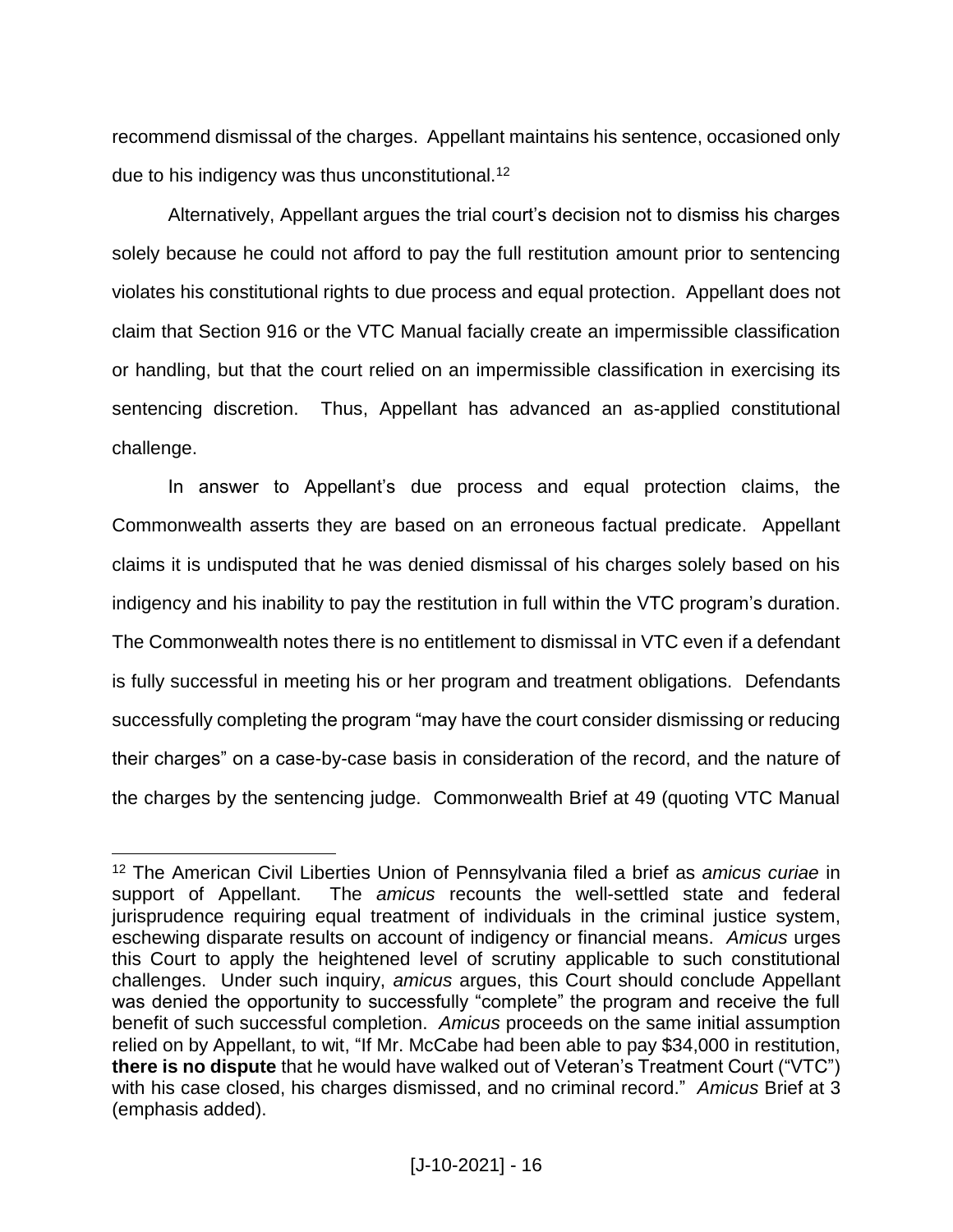recommend dismissal of the charges. Appellant maintains his sentence, occasioned only due to his indigency was thus unconstitutional.[12]

Alternatively, Appellant argues the trial court's decision not to dismiss his charges solely because he could not afford to pay the full restitution amount prior to sentencing violates his constitutional rights to due process and equal protection. Appellant does not claim that Section 916 or the VTC Manual facially create an impermissible classification or handling, but that the court relied on an impermissible classification in exercising its sentencing discretion. Thus, Appellant has advanced an as-applied constitutional challenge.

In answer to Appellant's due process and equal protection claims, the Commonwealth asserts they are based on an erroneous factual predicate. Appellant claims it is undisputed that he was denied dismissal of his charges solely based on his indigency and his inability to pay the restitution in full within the VTC program's duration. The Commonwealth notes there is no entitlement to dismissal in VTC even if a defendant is fully successful in meeting his or her program and treatment obligations. Defendants successfully completing the program "may have the court consider dismissing or reducing their charges" on a case-by-case basis in consideration of the record, and the nature of the charges by the sentencing judge. Commonwealth Brief at 49 (quoting VTC Manual

[12] The American Civil Liberties Union of Pennsylvania filed a brief as *amicus curiae* in support of Appellant. The *amicus* recounts the well-settled state and federal jurisprudence requiring equal treatment of individuals in the criminal justice system, eschewing disparate results on account of indigency or financial means. *Amicus* urges this Court to apply the heightened level of scrutiny applicable to such constitutional challenges. Under such inquiry, *amicus* argues, this Court should conclude Appellant was denied the opportunity to successfully "complete" the program and receive the full benefit of such successful completion. *Amicus* proceeds on the same initial assumption relied on by Appellant, to wit, "If Mr. McCabe had been able to pay $34,000 in restitution, **there is no dispute** that he would have walked out of Veteran's Treatment Court ("VTC") with his case closed, his charges dismissed, and no criminal record." *Amicus* Brief at 3 (emphasis added).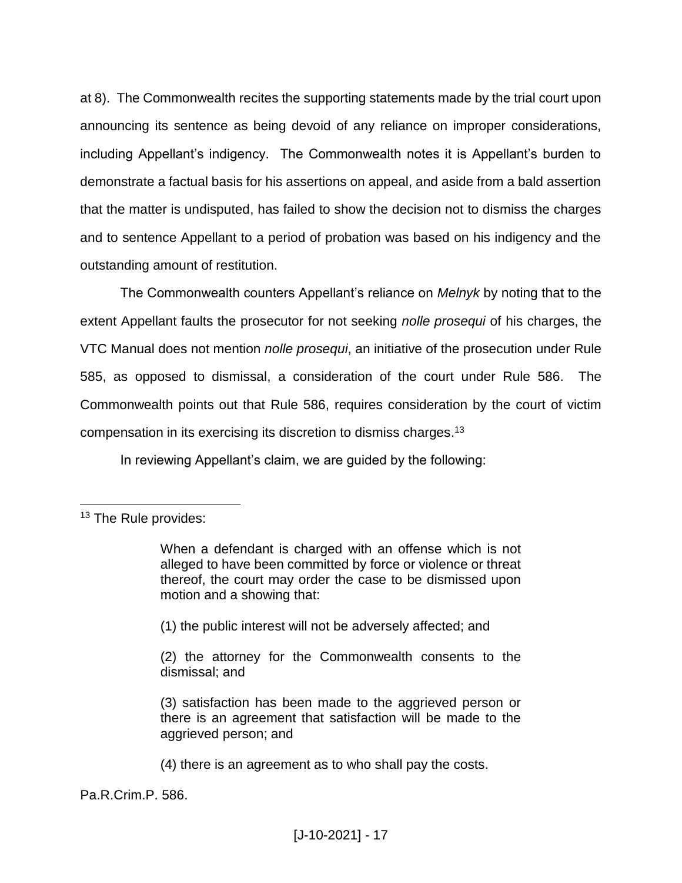at 8). The Commonwealth recites the supporting statements made by the trial court upon announcing its sentence as being devoid of any reliance on improper considerations, including Appellant's indigency. The Commonwealth notes it is Appellant's burden to demonstrate a factual basis for his assertions on appeal, and aside from a bald assertion that the matter is undisputed, has failed to show the decision not to dismiss the charges and to sentence Appellant to a period of probation was based on his indigency and the outstanding amount of restitution.

The Commonwealth counters Appellant's reliance on *Melnyk* by noting that to the extent Appellant faults the prosecutor for not seeking *nolle prosequi* of his charges, the VTC Manual does not mention *nolle prosequi*, an initiative of the prosecution under Rule 585, as opposed to dismissal, a consideration of the court under Rule 586. The Commonwealth points out that Rule 586, requires consideration by the court of victim compensation in its exercising its discretion to dismiss charges.[13]

In reviewing Appellant's claim, we are guided by the following:

---

[13] The Rule provides:

> When a defendant is charged with an offense which is not alleged to have been committed by force or violence or threat thereof, the court may order the case to be dismissed upon motion and a showing that:
>
> (1) the public interest will not be adversely affected; and
>
> (2) the attorney for the Commonwealth consents to the dismissal; and
>
> (3) satisfaction has been made to the aggrieved person or there is an agreement that satisfaction will be made to the aggrieved person; and
>
> (4) there is an agreement as to who shall pay the costs.

Pa.R.Crim.P. 586.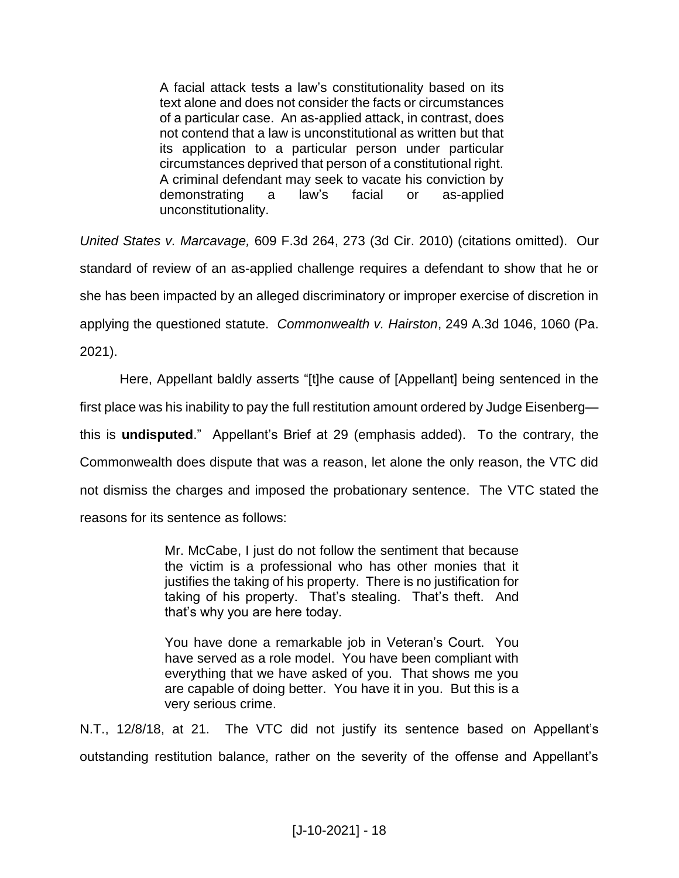> A facial attack tests a law's constitutionality based on its text alone and does not consider the facts or circumstances of a particular case. An as-applied attack, in contrast, does not contend that a law is unconstitutional as written but that its application to a particular person under particular circumstances deprived that person of a constitutional right. A criminal defendant may seek to vacate his conviction by demonstrating a law's facial or as-applied unconstitutionality.

*United States v. Marcavage,* 609 F.3d 264, 273 (3d Cir. 2010) (citations omitted). Our standard of review of an as-applied challenge requires a defendant to show that he or she has been impacted by an alleged discriminatory or improper exercise of discretion in applying the questioned statute. *Commonwealth v. Hairston*, 249 A.3d 1046, 1060 (Pa. 2021).

Here, Appellant baldly asserts "[t]he cause of [Appellant] being sentenced in the first place was his inability to pay the full restitution amount ordered by Judge Eisenberg—this is **undisputed**." Appellant's Brief at 29 (emphasis added). To the contrary, the Commonwealth does dispute that was a reason, let alone the only reason, the VTC did not dismiss the charges and imposed the probationary sentence. The VTC stated the reasons for its sentence as follows:

> Mr. McCabe, I just do not follow the sentiment that because the victim is a professional who has other monies that it justifies the taking of his property. There is no justification for taking of his property. That's stealing. That's theft. And that's why you are here today.
>
> You have done a remarkable job in Veteran's Court. You have served as a role model. You have been compliant with everything that we have asked of you. That shows me you are capable of doing better. You have it in you. But this is a very serious crime.

N.T., 12/8/18, at 21. The VTC did not justify its sentence based on Appellant's outstanding restitution balance, rather on the severity of the offense and Appellant's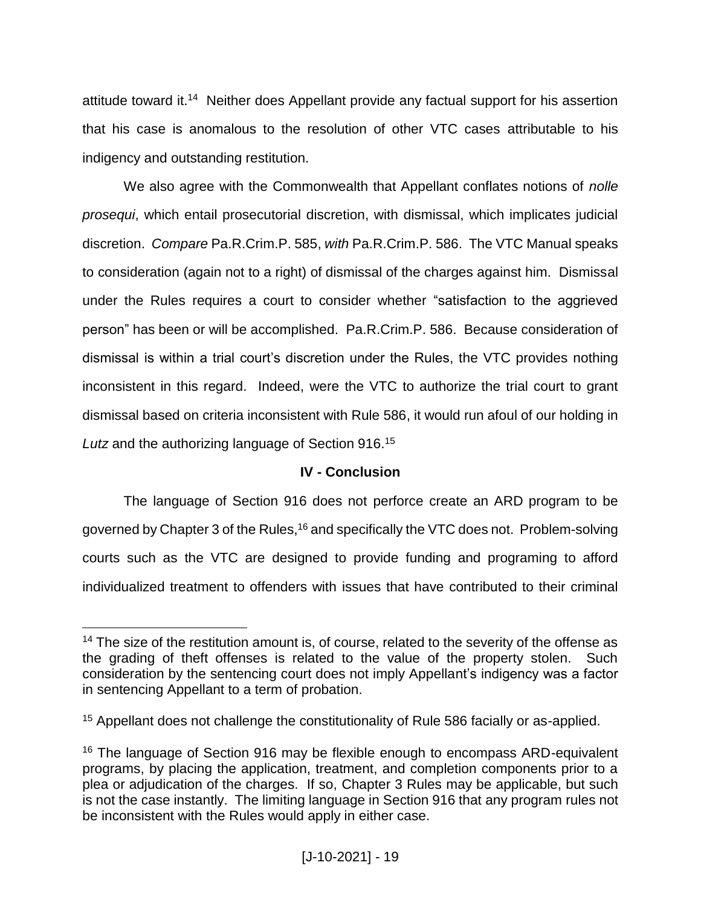attitude toward it.[14] Neither does Appellant provide any factual support for his assertion that his case is anomalous to the resolution of other VTC cases attributable to his indigency and outstanding restitution.

We also agree with the Commonwealth that Appellant conflates notions of *nolle prosequi*, which entail prosecutorial discretion, with dismissal, which implicates judicial discretion. *Compare* Pa.R.Crim.P. 585, *with* Pa.R.Crim.P. 586. The VTC Manual speaks to consideration (again not to a right) of dismissal of the charges against him. Dismissal under the Rules requires a court to consider whether "satisfaction to the aggrieved person" has been or will be accomplished. Pa.R.Crim.P. 586. Because consideration of dismissal is within a trial court's discretion under the Rules, the VTC provides nothing inconsistent in this regard. Indeed, were the VTC to authorize the trial court to grant dismissal based on criteria inconsistent with Rule 586, it would run afoul of our holding in *Lutz* and the authorizing language of Section 916.[15]

**IV - Conclusion**

The language of Section 916 does not perforce create an ARD program to be governed by Chapter 3 of the Rules,[16] and specifically the VTC does not. Problem-solving courts such as the VTC are designed to provide funding and programing to afford individualized treatment to offenders with issues that have contributed to their criminal

---

[14] The size of the restitution amount is, of course, related to the severity of the offense as the grading of theft offenses is related to the value of the property stolen. Such consideration by the sentencing court does not imply Appellant's indigency was a factor in sentencing Appellant to a term of probation.

[15] Appellant does not challenge the constitutionality of Rule 586 facially or as-applied.

[16] The language of Section 916 may be flexible enough to encompass ARD-equivalent programs, by placing the application, treatment, and completion components prior to a plea or adjudication of the charges. If so, Chapter 3 Rules may be applicable, but such is not the case instantly. The limiting language in Section 916 that any program rules not be inconsistent with the Rules would apply in either case.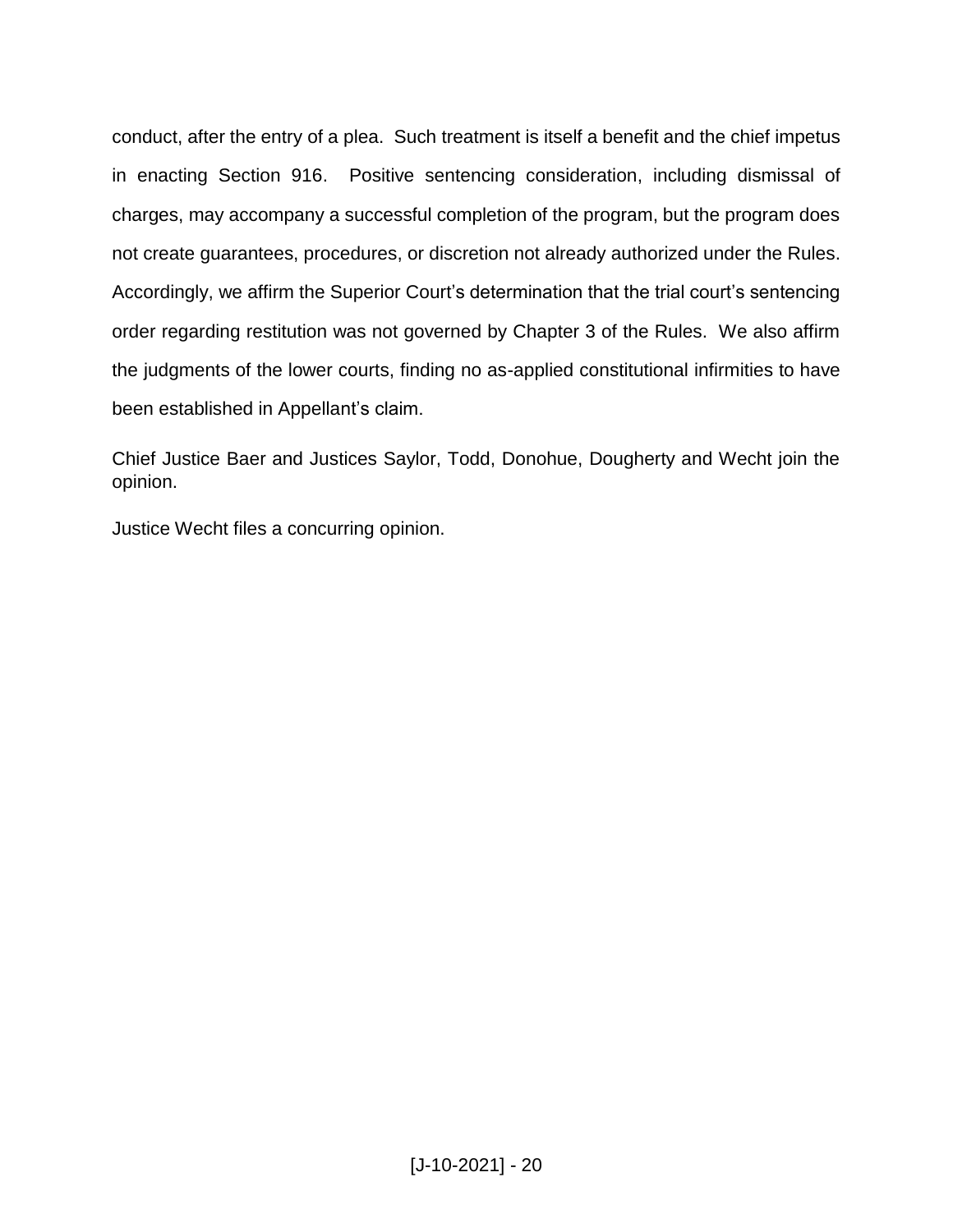conduct, after the entry of a plea. Such treatment is itself a benefit and the chief impetus in enacting Section 916. Positive sentencing consideration, including dismissal of charges, may accompany a successful completion of the program, but the program does not create guarantees, procedures, or discretion not already authorized under the Rules. Accordingly, we affirm the Superior Court's determination that the trial court's sentencing order regarding restitution was not governed by Chapter 3 of the Rules. We also affirm the judgments of the lower courts, finding no as-applied constitutional infirmities to have been established in Appellant's claim.

Chief Justice Baer and Justices Saylor, Todd, Donohue, Dougherty and Wecht join the opinion.

Justice Wecht files a concurring opinion.